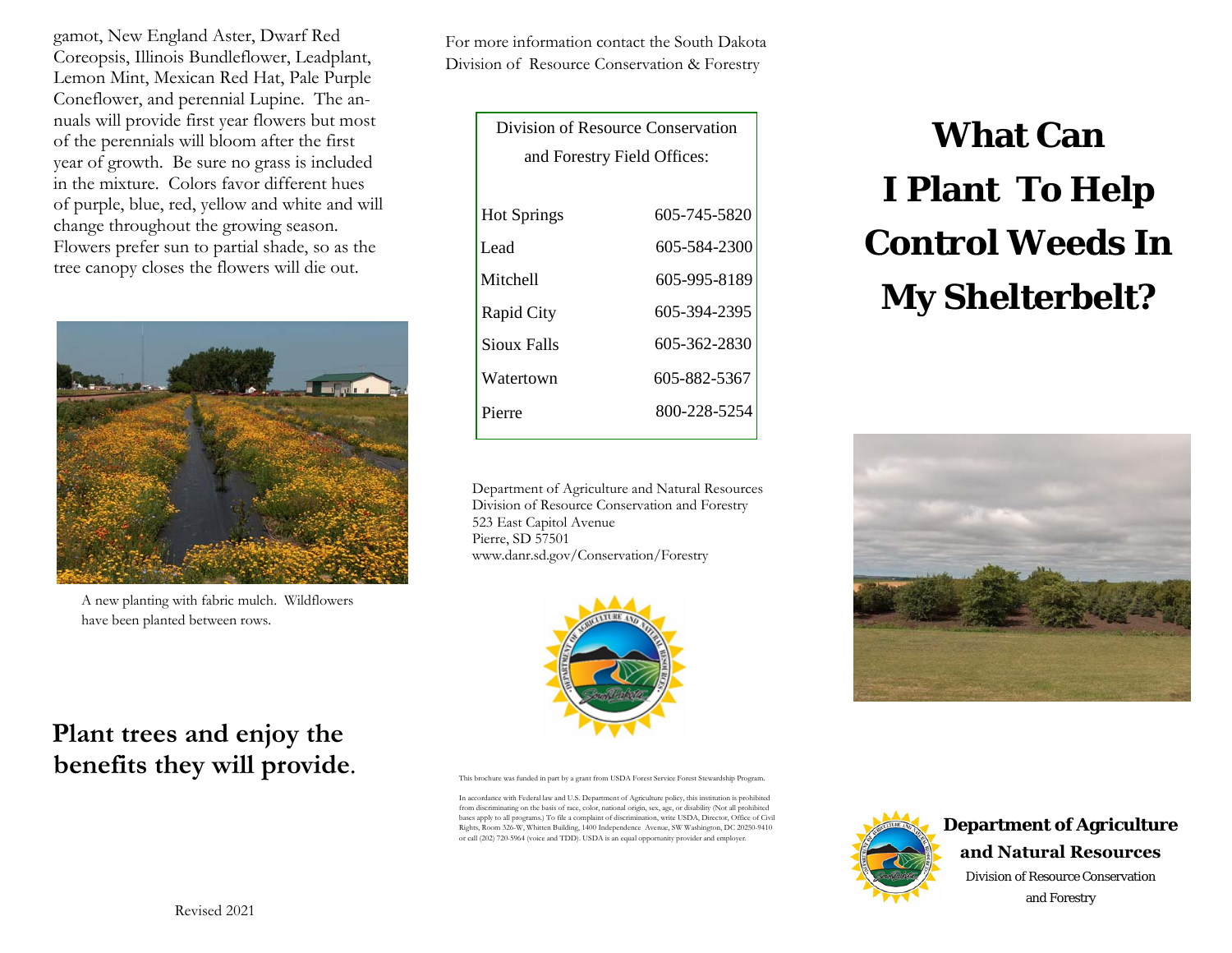gamot, New England Aster, Dwarf Red Coreopsis, Illinois Bundleflower, Leadplant, Lemon Mint, Mexican Red Hat, Pale Purple Coneflower, and perennial Lupine. The annuals will provide first year flowers but most of the perennials will bloom after the first year of growth. Be sure no grass is included in the mixture. Colors favor different hues of purple, blue, red, yellow and white and will change throughout the growing season. Flowers prefer sun to partial shade, so as the tree canopy closes the flowers will die out.

A new planting with fabric mulch. Wildflowers have been planted between rows.

## Plant trees and enjoy the benefits they will provide.

Revised 2021

For more information contact the South Dakota Division of Resource Conservation & Forestry

| Division of Resource Conservation and Forestry Field Offices: | |
|---|---|
| Hot Springs | 605-745-5820 |
| Lead | 605-584-2300 |
| Mitchell | 605-995-8189 |
| Rapid City | 605-394-2395 |
| Sioux Falls | 605-362-2830 |
| Watertown | 605-882-5367 |
| Pierre | 800-228-5254 |

Department of Agriculture and Natural Resources
Division of Resource Conservation and Forestry
523 East Capitol Avenue
Pierre, SD 57501
www.danr.sd.gov/Conservation/Forestry

This brochure was funded in part by a grant from USDA Forest Service Forest Stewardship Program.

In accordance with Federal law and U.S. Department of Agriculture policy, this institution is prohibited from discriminating on the basis of race, color, national origin, sex, age, or disability (Not all prohibited bases apply to all programs.) To file a complaint of discrimination, write USDA, Director, Office of Civil Rights, Room 326-W, Whitten Building, 1400 Independence Avenue, SW Washington, DC 20250-9410 or call (202) 720-5964 (voice and TDD). USDA is an equal opportunity provider and employer.

# What Can I Plant To Help Control Weeds In My Shelterbelt?

**Department of Agriculture and Natural Resources**
Division of Resource Conservation and Forestry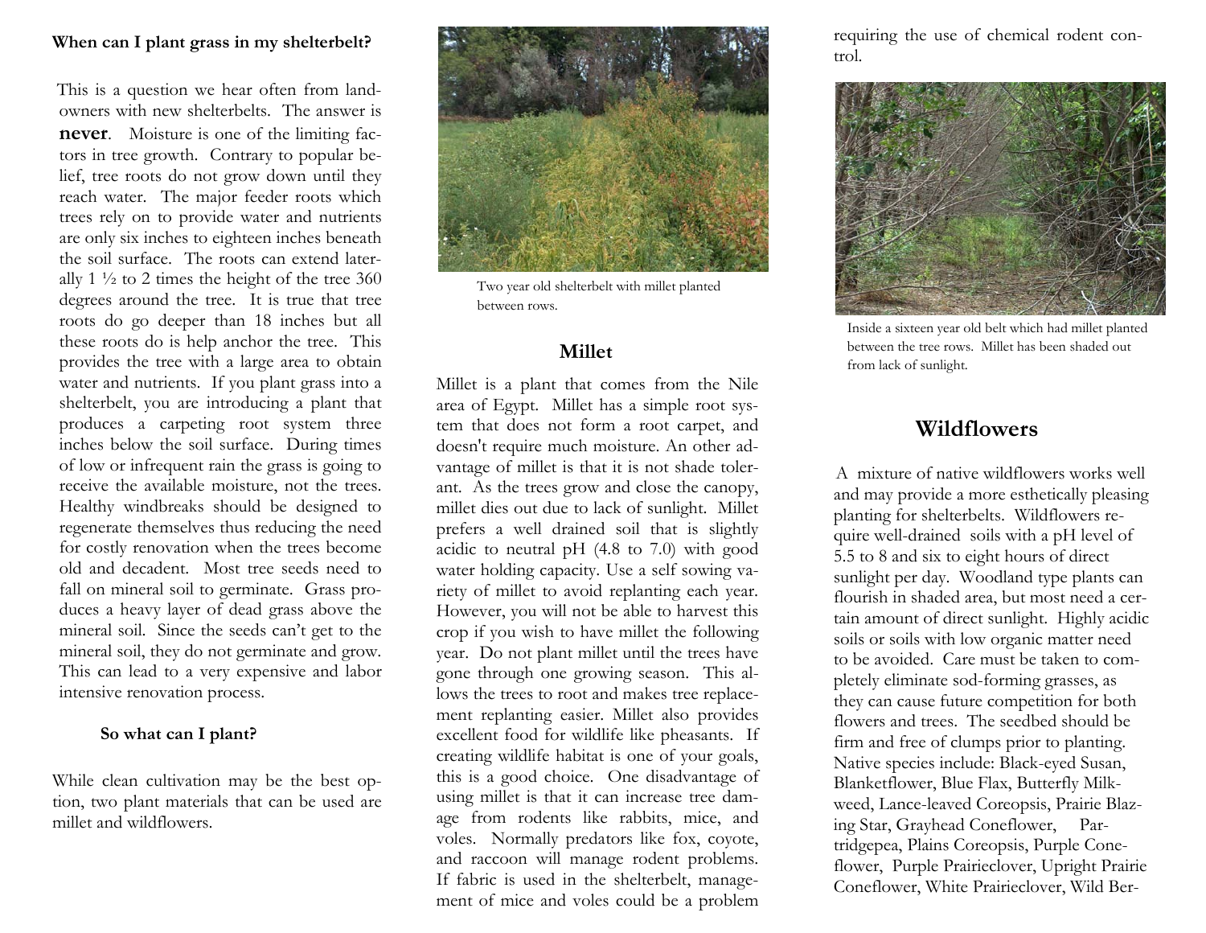**When can I plant grass in my shelterbelt?**

This is a question we hear often from landowners with new shelterbelts. The answer is **never**. Moisture is one of the limiting factors in tree growth. Contrary to popular belief, tree roots do not grow down until they reach water. The major feeder roots which trees rely on to provide water and nutrients are only six inches to eighteen inches beneath the soil surface. The roots can extend laterally 1 ½ to 2 times the height of the tree 360 degrees around the tree. It is true that tree roots do go deeper than 18 inches but all these roots do is help anchor the tree. This provides the tree with a large area to obtain water and nutrients. If you plant grass into a shelterbelt, you are introducing a plant that produces a carpeting root system three inches below the soil surface. During times of low or infrequent rain the grass is going to receive the available moisture, not the trees. Healthy windbreaks should be designed to regenerate themselves thus reducing the need for costly renovation when the trees become old and decadent. Most tree seeds need to fall on mineral soil to germinate. Grass produces a heavy layer of dead grass above the mineral soil. Since the seeds can't get to the mineral soil, they do not germinate and grow. This can lead to a very expensive and labor intensive renovation process.

**So what can I plant?**

While clean cultivation may be the best option, two plant materials that can be used are millet and wildflowers.

Two year old shelterbelt with millet planted between rows.

### Millet

Millet is a plant that comes from the Nile area of Egypt. Millet has a simple root system that does not form a root carpet, and doesn't require much moisture. An other advantage of millet is that it is not shade tolerant. As the trees grow and close the canopy, millet dies out due to lack of sunlight. Millet prefers a well drained soil that is slightly acidic to neutral pH (4.8 to 7.0) with good water holding capacity. Use a self sowing variety of millet to avoid replanting each year. However, you will not be able to harvest this crop if you wish to have millet the following year. Do not plant millet until the trees have gone through one growing season. This allows the trees to root and makes tree replacement replanting easier. Millet also provides excellent food for wildlife like pheasants. If creating wildlife habitat is one of your goals, this is a good choice. One disadvantage of using millet is that it can increase tree damage from rodents like rabbits, mice, and voles. Normally predators like fox, coyote, and raccoon will manage rodent problems. If fabric is used in the shelterbelt, management of mice and voles could be a problem requiring the use of chemical rodent control.

Inside a sixteen year old belt which had millet planted between the tree rows. Millet has been shaded out from lack of sunlight.

## Wildflowers

A mixture of native wildflowers works well and may provide a more esthetically pleasing planting for shelterbelts. Wildflowers require well-drained soils with a pH level of 5.5 to 8 and six to eight hours of direct sunlight per day. Woodland type plants can flourish in shaded area, but most need a certain amount of direct sunlight. Highly acidic soils or soils with low organic matter need to be avoided. Care must be taken to completely eliminate sod-forming grasses, as they can cause future competition for both flowers and trees. The seedbed should be firm and free of clumps prior to planting. Native species include: Black-eyed Susan, Blanketflower, Blue Flax, Butterfly Milkweed, Lance-leaved Coreopsis, Prairie Blazing Star, Grayhead Coneflower, Partridgepea, Plains Coreopsis, Purple Coneflower, Purple Prairieclover, Upright Prairie Coneflower, White Prairieclover, Wild Ber-